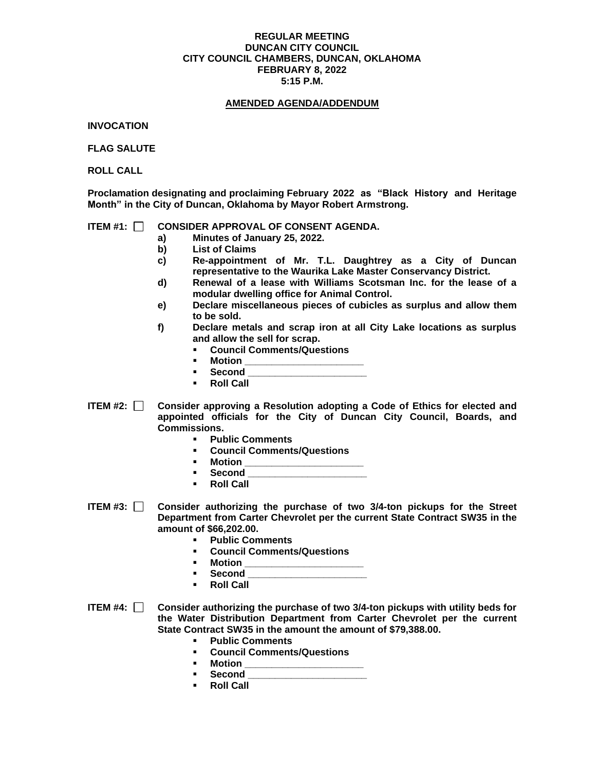**REGULAR MEETING**
**DUNCAN CITY COUNCIL**
**CITY COUNCIL CHAMBERS, DUNCAN, OKLAHOMA**
**FEBRUARY 8, 2022**
**5:15 P.M.**

**AMENDED AGENDA/ADDENDUM**

**INVOCATION**

**FLAG SALUTE**

**ROLL CALL**

**Proclamation designating and proclaiming February 2022 as "Black History and Heritage Month" in the City of Duncan, Oklahoma by Mayor Robert Armstrong.**

**ITEM #1: ☐ CONSIDER APPROVAL OF CONSENT AGENDA.**

- **a) Minutes of January 25, 2022.**
- **b) List of Claims**
- **c) Re-appointment of Mr. T.L. Daughtrey as a City of Duncan representative to the Waurika Lake Master Conservancy District.**
- **d) Renewal of a lease with Williams Scotsman Inc. for the lease of a modular dwelling office for Animal Control.**
- **e) Declare miscellaneous pieces of cubicles as surplus and allow them to be sold.**
- **f) Declare metals and scrap iron at all City Lake locations as surplus and allow the sell for scrap.**
  - **Council Comments/Questions**
  - **Motion ____________________**
  - **Second ____________________**
  - **Roll Call**

**ITEM #2: ☐ Consider approving a Resolution adopting a Code of Ethics for elected and appointed officials for the City of Duncan City Council, Boards, and Commissions.**

- **Public Comments**
- **Council Comments/Questions**
- **Motion ____________________**
- **Second ____________________**
- **Roll Call**

**ITEM #3: ☐ Consider authorizing the purchase of two 3/4-ton pickups for the Street Department from Carter Chevrolet per the current State Contract SW35 in the amount of $66,202.00.**

- **Public Comments**
- **Council Comments/Questions**
- **Motion ____________________**
- **Second ____________________**
- **Roll Call**

**ITEM #4: ☐ Consider authorizing the purchase of two 3/4-ton pickups with utility beds for the Water Distribution Department from Carter Chevrolet per the current State Contract SW35 in the amount the amount of $79,388.00.**

- **Public Comments**
- **Council Comments/Questions**
- **Motion ____________________**
- **Second ____________________**
- **Roll Call**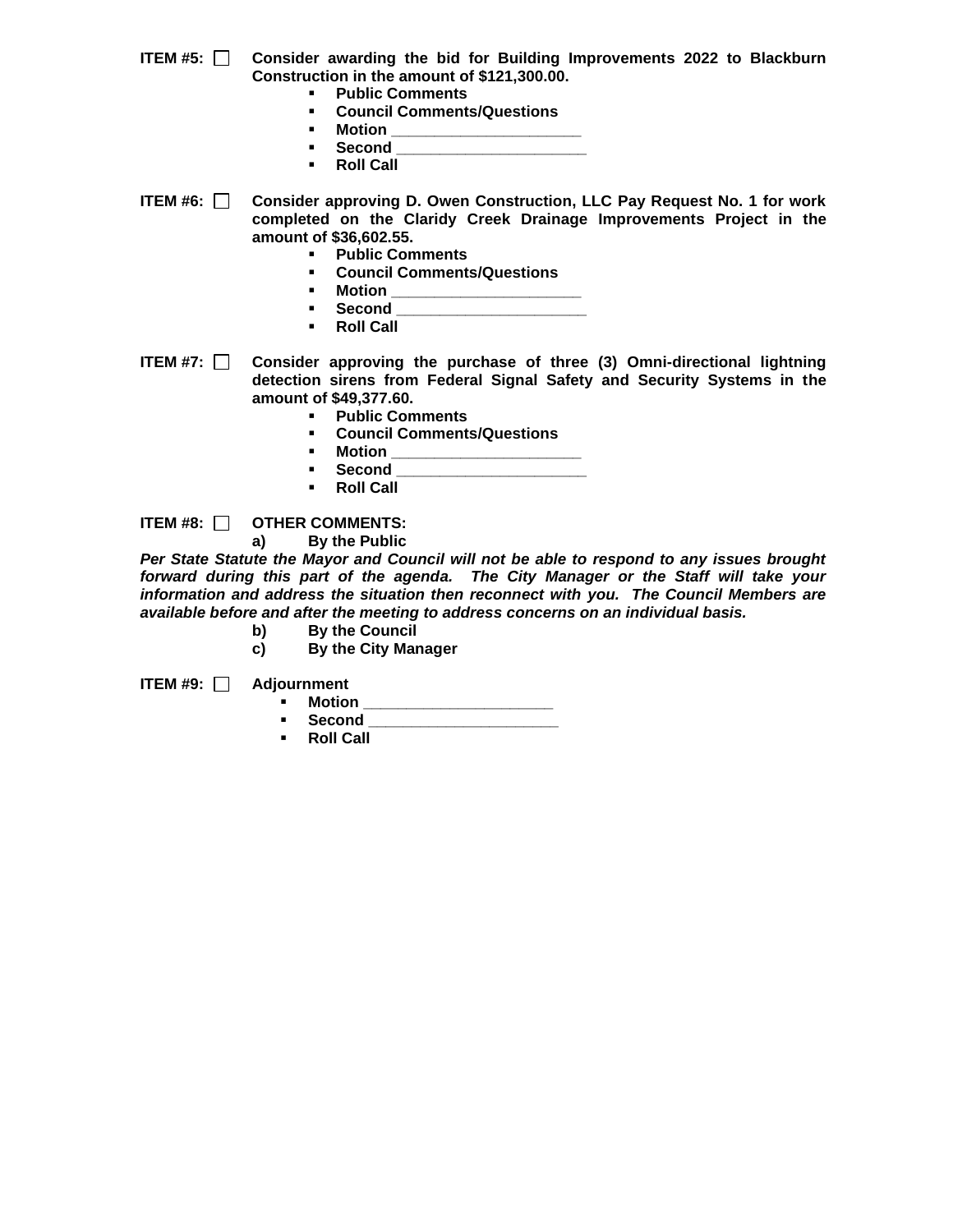**ITEM #5:** ☐ **Consider awarding the bid for Building Improvements 2022 to Blackburn Construction in the amount of $121,300.00.**

- **Public Comments**
- **Council Comments/Questions**
- **Motion ______________________**
- **Second ______________________**
- **Roll Call**

**ITEM #6:** ☐ **Consider approving D. Owen Construction, LLC Pay Request No. 1 for work completed on the Claridy Creek Drainage Improvements Project in the amount of $36,602.55.**

- **Public Comments**
- **Council Comments/Questions**
- **Motion ______________________**
- **Second ______________________**
- **Roll Call**

**ITEM #7:** ☐ **Consider approving the purchase of three (3) Omni-directional lightning detection sirens from Federal Signal Safety and Security Systems in the amount of $49,377.60.**

- **Public Comments**
- **Council Comments/Questions**
- **Motion ______________________**
- **Second ______________________**
- **Roll Call**

**ITEM #8:** ☐ **OTHER COMMENTS:**

**a) By the Public**

***Per State Statute the Mayor and Council will not be able to respond to any issues brought forward during this part of the agenda. The City Manager or the Staff will take your information and address the situation then reconnect with you. The Council Members are available before and after the meeting to address concerns on an individual basis.***

**b) By the Council**

**c) By the City Manager**

**ITEM #9:** ☐ **Adjournment**

- **Motion ______________________**
- **Second ______________________**
- **Roll Call**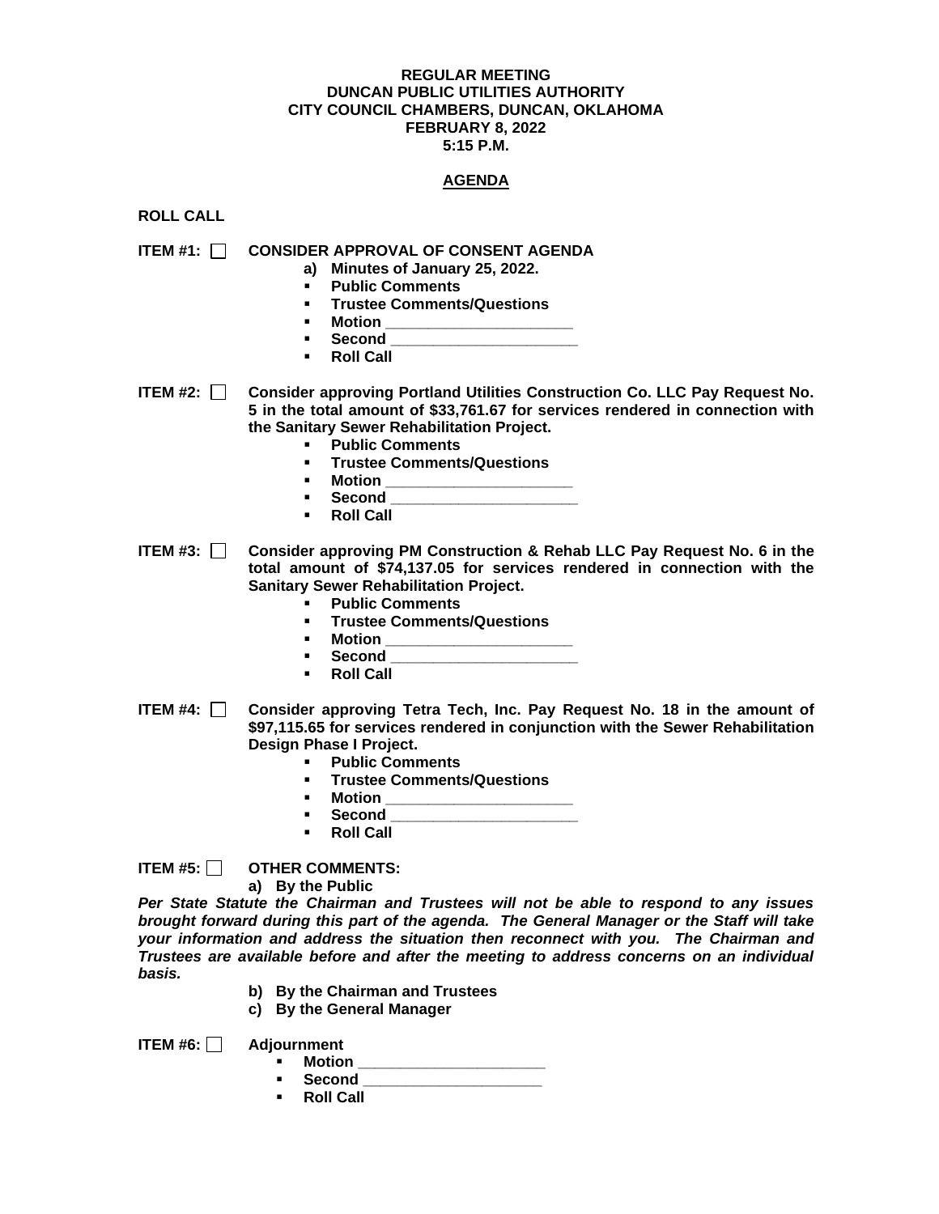**REGULAR MEETING**
**DUNCAN PUBLIC UTILITIES AUTHORITY**
**CITY COUNCIL CHAMBERS, DUNCAN, OKLAHOMA**
**FEBRUARY 8, 2022**
**5:15 P.M.**

**AGENDA**

**ROLL CALL**

**ITEM #1: ☐ CONSIDER APPROVAL OF CONSENT AGENDA**

a) **Minutes of January 25, 2022.**

- **Public Comments**
- **Trustee Comments/Questions**
- **Motion ____________________**
- **Second ____________________**
- **Roll Call**

**ITEM #2: ☐ Consider approving Portland Utilities Construction Co. LLC Pay Request No. 5 in the total amount of $33,761.67 for services rendered in connection with the Sanitary Sewer Rehabilitation Project.**

- **Public Comments**
- **Trustee Comments/Questions**
- **Motion ____________________**
- **Second ____________________**
- **Roll Call**

**ITEM #3: ☐ Consider approving PM Construction & Rehab LLC Pay Request No. 6 in the total amount of $74,137.05 for services rendered in connection with the Sanitary Sewer Rehabilitation Project.**

- **Public Comments**
- **Trustee Comments/Questions**
- **Motion ____________________**
- **Second ____________________**
- **Roll Call**

**ITEM #4: ☐ Consider approving Tetra Tech, Inc. Pay Request No. 18 in the amount of $97,115.65 for services rendered in conjunction with the Sewer Rehabilitation Design Phase I Project.**

- **Public Comments**
- **Trustee Comments/Questions**
- **Motion ____________________**
- **Second ____________________**
- **Roll Call**

**ITEM #5: ☐ OTHER COMMENTS:**

a) **By the Public**

***Per State Statute the Chairman and Trustees will not be able to respond to any issues brought forward during this part of the agenda. The General Manager or the Staff will take your information and address the situation then reconnect with you. The Chairman and Trustees are available before and after the meeting to address concerns on an individual basis.***

b) **By the Chairman and Trustees**

c) **By the General Manager**

**ITEM #6: ☐ Adjournment**

- **Motion ____________________**
- **Second ____________________**
- **Roll Call**